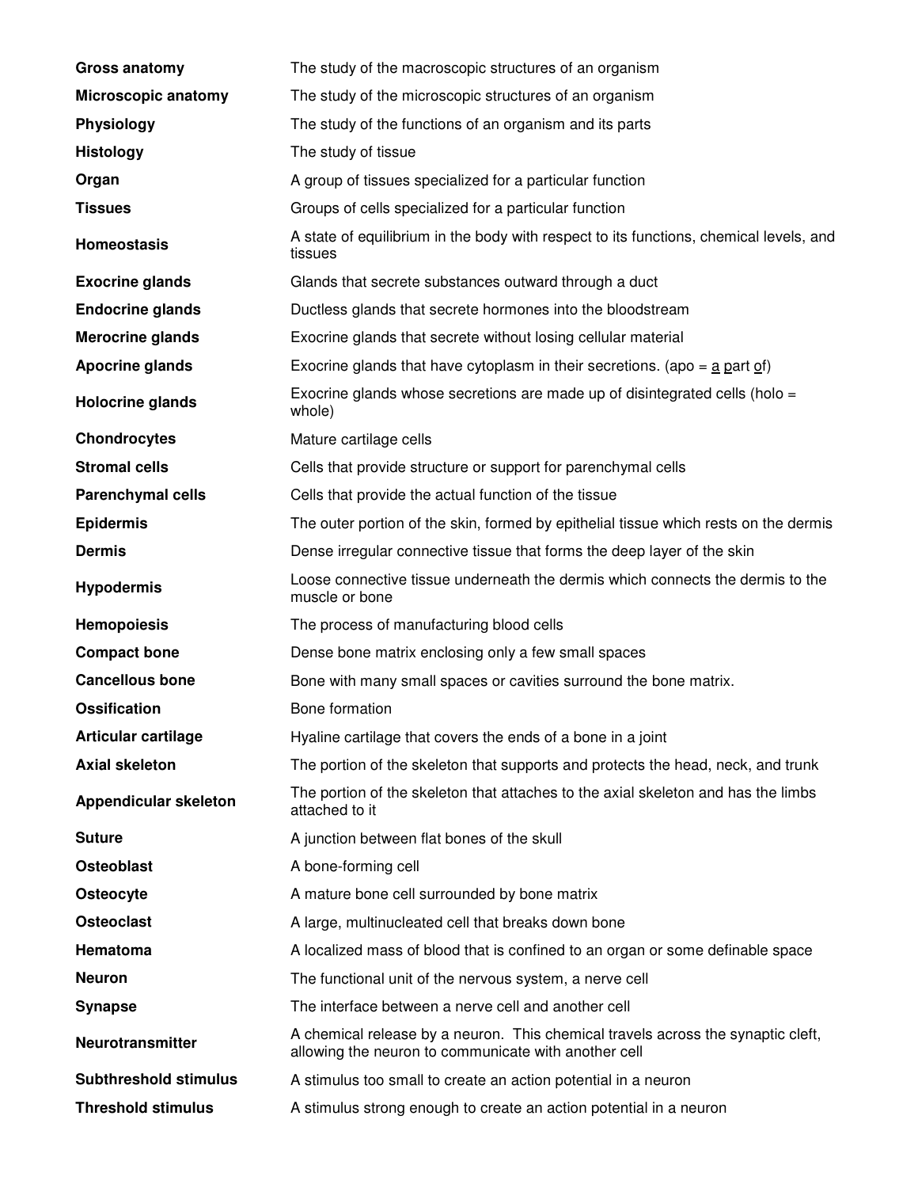| | |
|---|---|
| **Gross anatomy** | The study of the macroscopic structures of an organism |
| **Microscopic anatomy** | The study of the microscopic structures of an organism |
| **Physiology** | The study of the functions of an organism and its parts |
| **Histology** | The study of tissue |
| **Organ** | A group of tissues specialized for a particular function |
| **Tissues** | Groups of cells specialized for a particular function |
| **Homeostasis** | A state of equilibrium in the body with respect to its functions, chemical levels, and tissues |
| **Exocrine glands** | Glands that secrete substances outward through a duct |
| **Endocrine glands** | Ductless glands that secrete hormones into the bloodstream |
| **Merocrine glands** | Exocrine glands that secrete without losing cellular material |
| **Apocrine glands** | Exocrine glands that have cytoplasm in their secretions. (apo = a part of) |
| **Holocrine glands** | Exocrine glands whose secretions are made up of disintegrated cells (holo = whole) |
| **Chondrocytes** | Mature cartilage cells |
| **Stromal cells** | Cells that provide structure or support for parenchymal cells |
| **Parenchymal cells** | Cells that provide the actual function of the tissue |
| **Epidermis** | The outer portion of the skin, formed by epithelial tissue which rests on the dermis |
| **Dermis** | Dense irregular connective tissue that forms the deep layer of the skin |
| **Hypodermis** | Loose connective tissue underneath the dermis which connects the dermis to the muscle or bone |
| **Hemopoiesis** | The process of manufacturing blood cells |
| **Compact bone** | Dense bone matrix enclosing only a few small spaces |
| **Cancellous bone** | Bone with many small spaces or cavities surround the bone matrix. |
| **Ossification** | Bone formation |
| **Articular cartilage** | Hyaline cartilage that covers the ends of a bone in a joint |
| **Axial skeleton** | The portion of the skeleton that supports and protects the head, neck, and trunk |
| **Appendicular skeleton** | The portion of the skeleton that attaches to the axial skeleton and has the limbs attached to it |
| **Suture** | A junction between flat bones of the skull |
| **Osteoblast** | A bone-forming cell |
| **Osteocyte** | A mature bone cell surrounded by bone matrix |
| **Osteoclast** | A large, multinucleated cell that breaks down bone |
| **Hematoma** | A localized mass of blood that is confined to an organ or some definable space |
| **Neuron** | The functional unit of the nervous system, a nerve cell |
| **Synapse** | The interface between a nerve cell and another cell |
| **Neurotransmitter** | A chemical release by a neuron. This chemical travels across the synaptic cleft, allowing the neuron to communicate with another cell |
| **Subthreshold stimulus** | A stimulus too small to create an action potential in a neuron |
| **Threshold stimulus** | A stimulus strong enough to create an action potential in a neuron |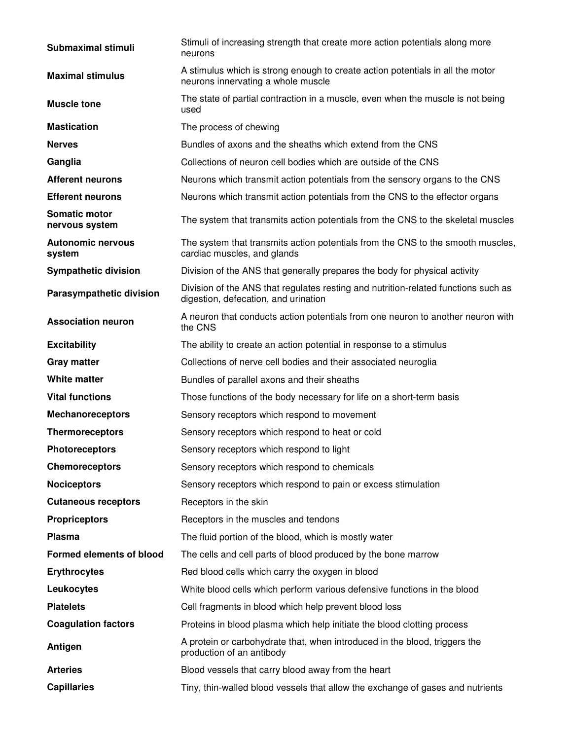| | |
|---|---|
| **Submaximal stimuli** | Stimuli of increasing strength that create more action potentials along more neurons |
| **Maximal stimulus** | A stimulus which is strong enough to create action potentials in all the motor neurons innervating a whole muscle |
| **Muscle tone** | The state of partial contraction in a muscle, even when the muscle is not being used |
| **Mastication** | The process of chewing |
| **Nerves** | Bundles of axons and the sheaths which extend from the CNS |
| **Ganglia** | Collections of neuron cell bodies which are outside of the CNS |
| **Afferent neurons** | Neurons which transmit action potentials from the sensory organs to the CNS |
| **Efferent neurons** | Neurons which transmit action potentials from the CNS to the effector organs |
| **Somatic motor nervous system** | The system that transmits action potentials from the CNS to the skeletal muscles |
| **Autonomic nervous system** | The system that transmits action potentials from the CNS to the smooth muscles, cardiac muscles, and glands |
| **Sympathetic division** | Division of the ANS that generally prepares the body for physical activity |
| **Parasympathetic division** | Division of the ANS that regulates resting and nutrition-related functions such as digestion, defecation, and urination |
| **Association neuron** | A neuron that conducts action potentials from one neuron to another neuron with the CNS |
| **Excitability** | The ability to create an action potential in response to a stimulus |
| **Gray matter** | Collections of nerve cell bodies and their associated neuroglia |
| **White matter** | Bundles of parallel axons and their sheaths |
| **Vital functions** | Those functions of the body necessary for life on a short-term basis |
| **Mechanoreceptors** | Sensory receptors which respond to movement |
| **Thermoreceptors** | Sensory receptors which respond to heat or cold |
| **Photoreceptors** | Sensory receptors which respond to light |
| **Chemoreceptors** | Sensory receptors which respond to chemicals |
| **Nociceptors** | Sensory receptors which respond to pain or excess stimulation |
| **Cutaneous receptors** | Receptors in the skin |
| **Propriceptors** | Receptors in the muscles and tendons |
| **Plasma** | The fluid portion of the blood, which is mostly water |
| **Formed elements of blood** | The cells and cell parts of blood produced by the bone marrow |
| **Erythrocytes** | Red blood cells which carry the oxygen in blood |
| **Leukocytes** | White blood cells which perform various defensive functions in the blood |
| **Platelets** | Cell fragments in blood which help prevent blood loss |
| **Coagulation factors** | Proteins in blood plasma which help initiate the blood clotting process |
| **Antigen** | A protein or carbohydrate that, when introduced in the blood, triggers the production of an antibody |
| **Arteries** | Blood vessels that carry blood away from the heart |
| **Capillaries** | Tiny, thin-walled blood vessels that allow the exchange of gases and nutrients |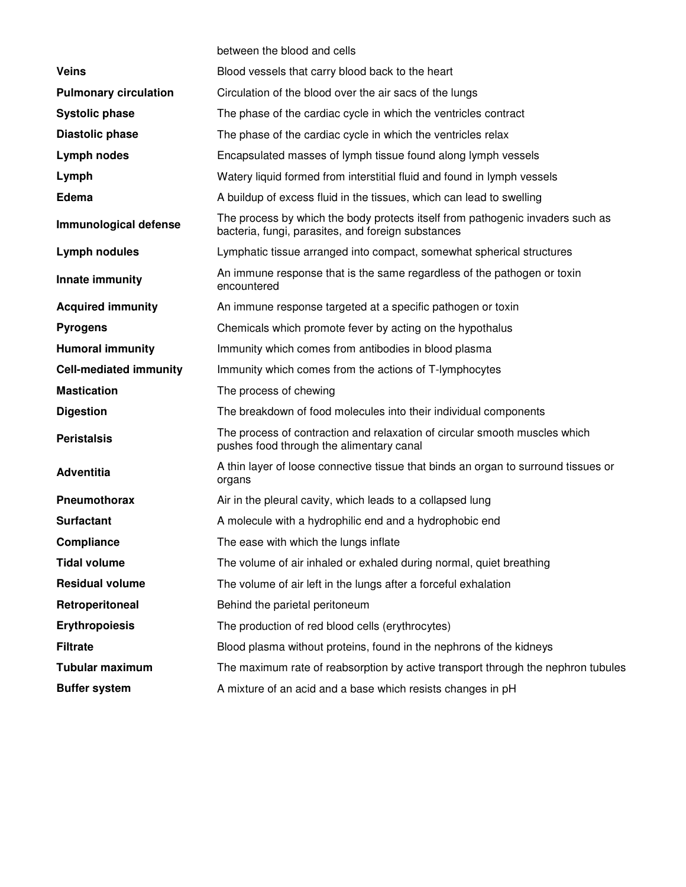| | |
|---|---|
| | between the blood and cells |
| **Veins** | Blood vessels that carry blood back to the heart |
| **Pulmonary circulation** | Circulation of the blood over the air sacs of the lungs |
| **Systolic phase** | The phase of the cardiac cycle in which the ventricles contract |
| **Diastolic phase** | The phase of the cardiac cycle in which the ventricles relax |
| **Lymph nodes** | Encapsulated masses of lymph tissue found along lymph vessels |
| **Lymph** | Watery liquid formed from interstitial fluid and found in lymph vessels |
| **Edema** | A buildup of excess fluid in the tissues, which can lead to swelling |
| **Immunological defense** | The process by which the body protects itself from pathogenic invaders such as bacteria, fungi, parasites, and foreign substances |
| **Lymph nodules** | Lymphatic tissue arranged into compact, somewhat spherical structures |
| **Innate immunity** | An immune response that is the same regardless of the pathogen or toxin encountered |
| **Acquired immunity** | An immune response targeted at a specific pathogen or toxin |
| **Pyrogens** | Chemicals which promote fever by acting on the hypothalus |
| **Humoral immunity** | Immunity which comes from antibodies in blood plasma |
| **Cell-mediated immunity** | Immunity which comes from the actions of T-lymphocytes |
| **Mastication** | The process of chewing |
| **Digestion** | The breakdown of food molecules into their individual components |
| **Peristalsis** | The process of contraction and relaxation of circular smooth muscles which pushes food through the alimentary canal |
| **Adventitia** | A thin layer of loose connective tissue that binds an organ to surround tissues or organs |
| **Pneumothorax** | Air in the pleural cavity, which leads to a collapsed lung |
| **Surfactant** | A molecule with a hydrophilic end and a hydrophobic end |
| **Compliance** | The ease with which the lungs inflate |
| **Tidal volume** | The volume of air inhaled or exhaled during normal, quiet breathing |
| **Residual volume** | The volume of air left in the lungs after a forceful exhalation |
| **Retroperitoneal** | Behind the parietal peritoneum |
| **Erythropoiesis** | The production of red blood cells (erythrocytes) |
| **Filtrate** | Blood plasma without proteins, found in the nephrons of the kidneys |
| **Tubular maximum** | The maximum rate of reabsorption by active transport through the nephron tubules |
| **Buffer system** | A mixture of an acid and a base which resists changes in pH |